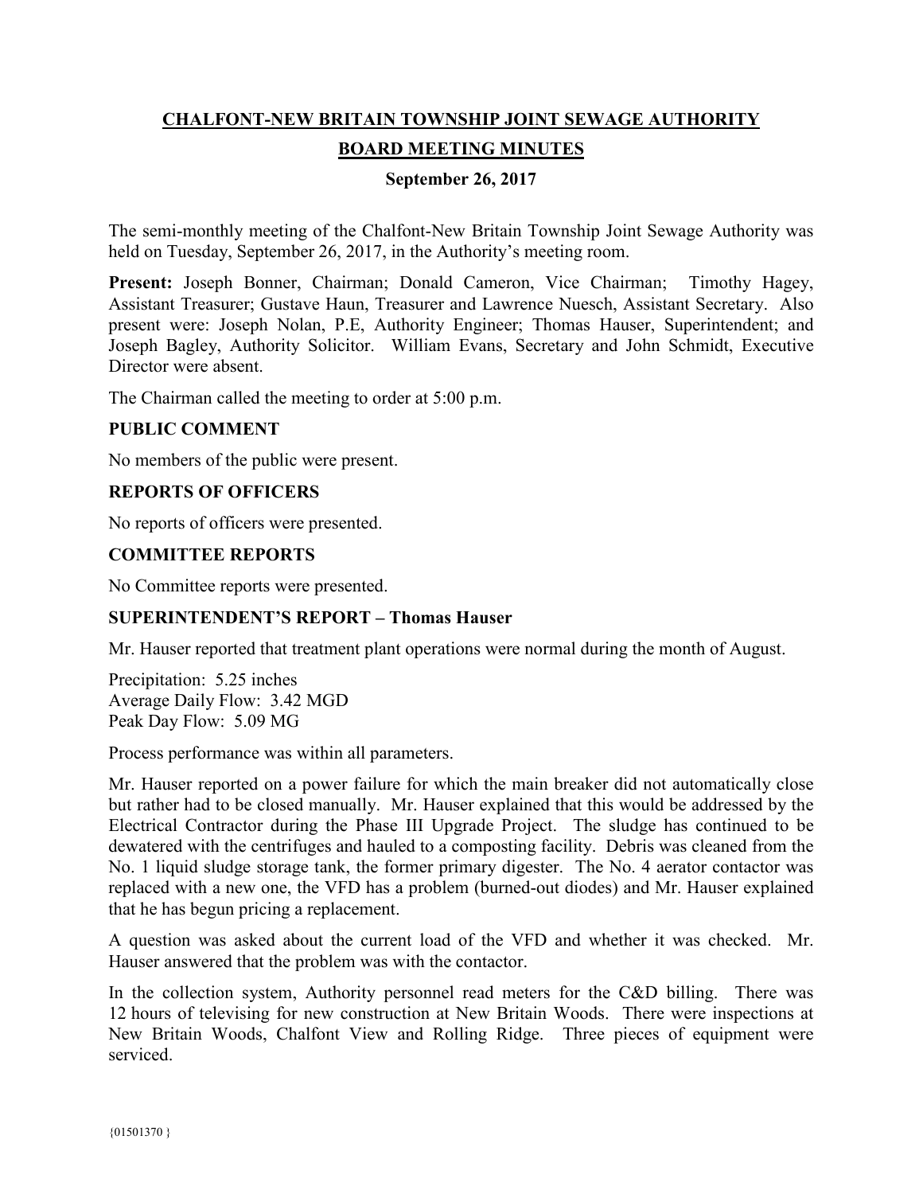# CHALFONT-NEW BRITAIN TOWNSHIP JOINT SEWAGE AUTHORITY

## BOARD MEETING MINUTES

**September 26, 2017**

The semi-monthly meeting of the Chalfont-New Britain Township Joint Sewage Authority was held on Tuesday, September 26, 2017, in the Authority's meeting room.

**Present:** Joseph Bonner, Chairman; Donald Cameron, Vice Chairman; Timothy Hagey, Assistant Treasurer; Gustave Haun, Treasurer and Lawrence Nuesch, Assistant Secretary. Also present were: Joseph Nolan, P.E, Authority Engineer; Thomas Hauser, Superintendent; and Joseph Bagley, Authority Solicitor. William Evans, Secretary and John Schmidt, Executive Director were absent.

The Chairman called the meeting to order at 5:00 p.m.

### PUBLIC COMMENT

No members of the public were present.

### REPORTS OF OFFICERS

No reports of officers were presented.

### COMMITTEE REPORTS

No Committee reports were presented.

### SUPERINTENDENT'S REPORT – Thomas Hauser

Mr. Hauser reported that treatment plant operations were normal during the month of August.

Precipitation: 5.25 inches
Average Daily Flow: 3.42 MGD
Peak Day Flow: 5.09 MG

Process performance was within all parameters.

Mr. Hauser reported on a power failure for which the main breaker did not automatically close but rather had to be closed manually. Mr. Hauser explained that this would be addressed by the Electrical Contractor during the Phase III Upgrade Project. The sludge has continued to be dewatered with the centrifuges and hauled to a composting facility. Debris was cleaned from the No. 1 liquid sludge storage tank, the former primary digester. The No. 4 aerator contactor was replaced with a new one, the VFD has a problem (burned-out diodes) and Mr. Hauser explained that he has begun pricing a replacement.

A question was asked about the current load of the VFD and whether it was checked. Mr. Hauser answered that the problem was with the contactor.

In the collection system, Authority personnel read meters for the C&D billing. There was 12 hours of televising for new construction at New Britain Woods. There were inspections at New Britain Woods, Chalfont View and Rolling Ridge. Three pieces of equipment were serviced.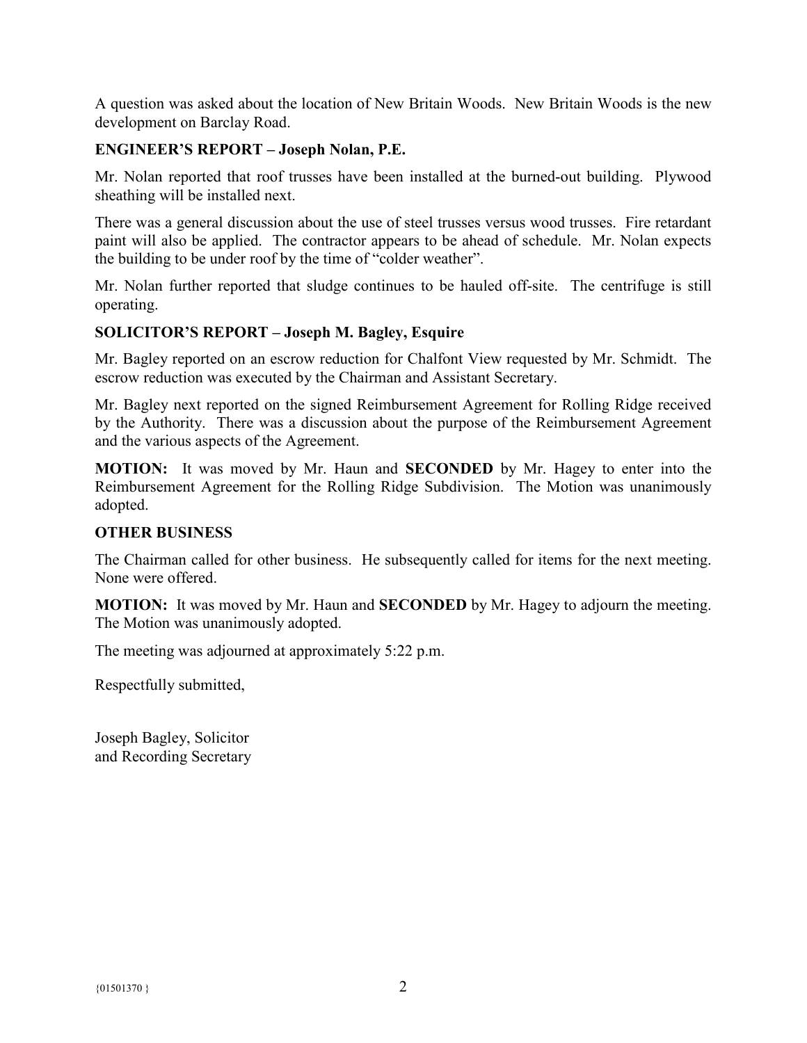A question was asked about the location of New Britain Woods. New Britain Woods is the new development on Barclay Road.

### ENGINEER'S REPORT – Joseph Nolan, P.E.

Mr. Nolan reported that roof trusses have been installed at the burned-out building. Plywood sheathing will be installed next.

There was a general discussion about the use of steel trusses versus wood trusses. Fire retardant paint will also be applied. The contractor appears to be ahead of schedule. Mr. Nolan expects the building to be under roof by the time of "colder weather".

Mr. Nolan further reported that sludge continues to be hauled off-site. The centrifuge is still operating.

### SOLICITOR'S REPORT – Joseph M. Bagley, Esquire

Mr. Bagley reported on an escrow reduction for Chalfont View requested by Mr. Schmidt. The escrow reduction was executed by the Chairman and Assistant Secretary.

Mr. Bagley next reported on the signed Reimbursement Agreement for Rolling Ridge received by the Authority. There was a discussion about the purpose of the Reimbursement Agreement and the various aspects of the Agreement.

**MOTION:** It was moved by Mr. Haun and **SECONDED** by Mr. Hagey to enter into the Reimbursement Agreement for the Rolling Ridge Subdivision. The Motion was unanimously adopted.

### OTHER BUSINESS

The Chairman called for other business. He subsequently called for items for the next meeting. None were offered.

**MOTION:** It was moved by Mr. Haun and **SECONDED** by Mr. Hagey to adjourn the meeting. The Motion was unanimously adopted.

The meeting was adjourned at approximately 5:22 p.m.

Respectfully submitted,

Joseph Bagley, Solicitor
and Recording Secretary

{01501370 }